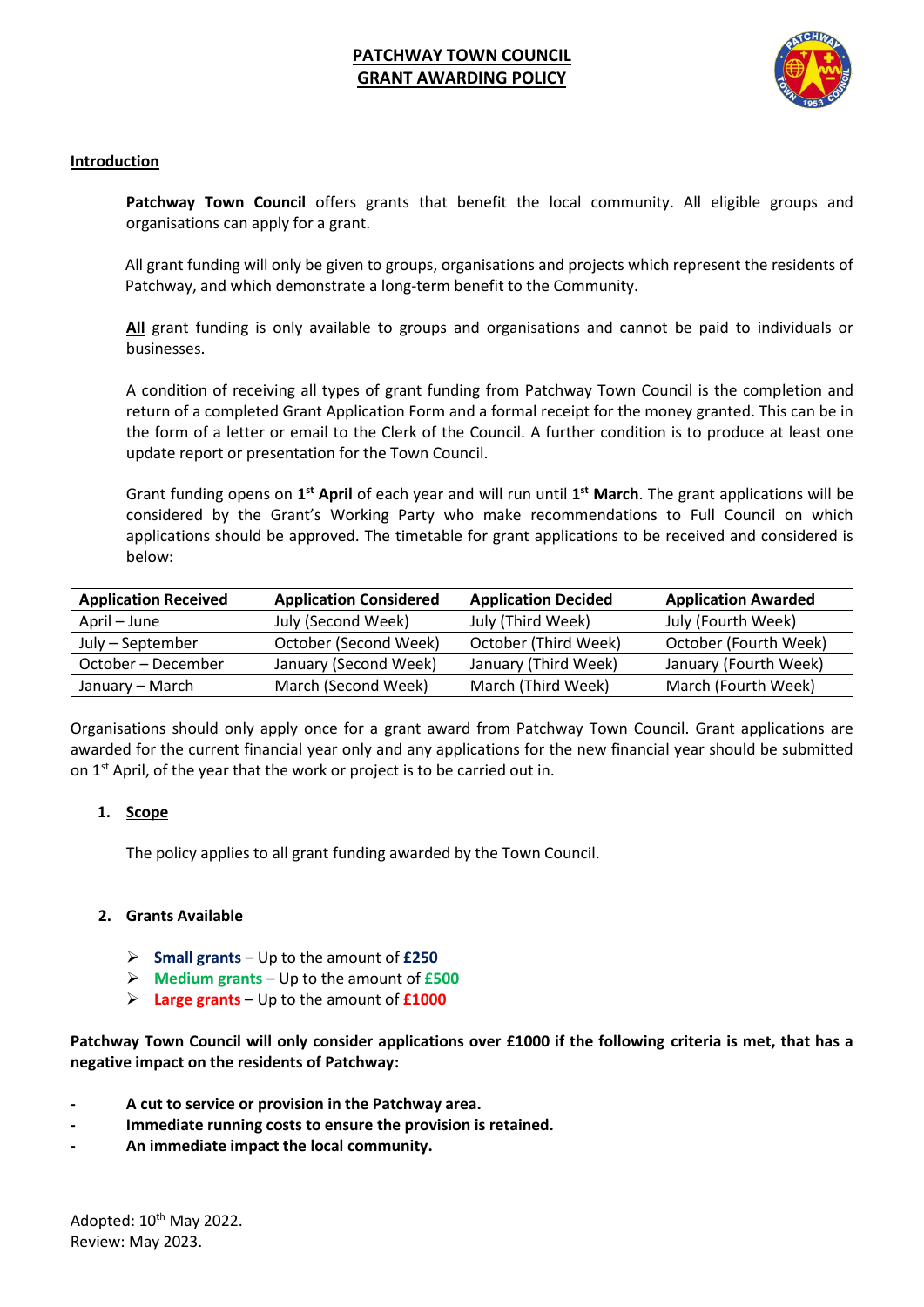# PATCHWAY TOWN COUNCIL
# GRANT AWARDING POLICY

## Introduction

**Patchway Town Council** offers grants that benefit the local community. All eligible groups and organisations can apply for a grant.

All grant funding will only be given to groups, organisations and projects which represent the residents of Patchway, and which demonstrate a long-term benefit to the Community.

**All** grant funding is only available to groups and organisations and cannot be paid to individuals or businesses.

A condition of receiving all types of grant funding from Patchway Town Council is the completion and return of a completed Grant Application Form and a formal receipt for the money granted. This can be in the form of a letter or email to the Clerk of the Council. A further condition is to produce at least one update report or presentation for the Town Council.

Grant funding opens on **1st April** of each year and will run until **1st March**. The grant applications will be considered by the Grant's Working Party who make recommendations to Full Council on which applications should be approved. The timetable for grant applications to be received and considered is below:

| Application Received | Application Considered | Application Decided | Application Awarded |
|---|---|---|---|
| April – June | July (Second Week) | July (Third Week) | July (Fourth Week) |
| July – September | October (Second Week) | October (Third Week) | October (Fourth Week) |
| October – December | January (Second Week) | January (Third Week) | January (Fourth Week) |
| January – March | March (Second Week) | March (Third Week) | March (Fourth Week) |

Organisations should only apply once for a grant award from Patchway Town Council. Grant applications are awarded for the current financial year only and any applications for the new financial year should be submitted on 1st April, of the year that the work or project is to be carried out in.

## 1. Scope

The policy applies to all grant funding awarded by the Town Council.

## 2. Grants Available

- **Small grants** – Up to the amount of **£250**
- **Medium grants** – Up to the amount of **£500**
- **Large grants** – Up to the amount of **£1000**

**Patchway Town Council will only consider applications over £1000 if the following criteria is met, that has a negative impact on the residents of Patchway:**

- **A cut to service or provision in the Patchway area.**
- **Immediate running costs to ensure the provision is retained.**
- **An immediate impact the local community.**

Adopted: 10th May 2022.
Review: May 2023.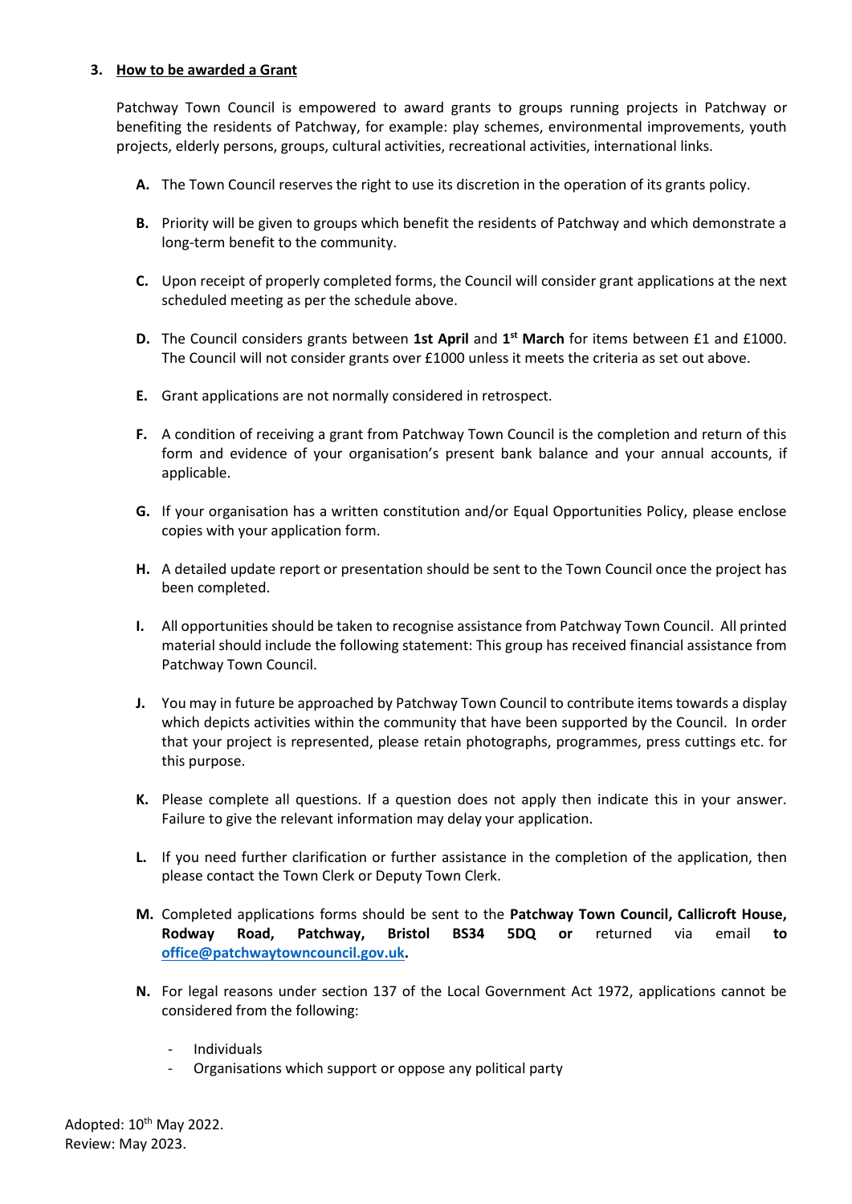## 3. How to be awarded a Grant

Patchway Town Council is empowered to award grants to groups running projects in Patchway or benefiting the residents of Patchway, for example: play schemes, environmental improvements, youth projects, elderly persons, groups, cultural activities, recreational activities, international links.

- **A.** The Town Council reserves the right to use its discretion in the operation of its grants policy.
- **B.** Priority will be given to groups which benefit the residents of Patchway and which demonstrate a long-term benefit to the community.
- **C.** Upon receipt of properly completed forms, the Council will consider grant applications at the next scheduled meeting as per the schedule above.
- **D.** The Council considers grants between **1st April** and **1st March** for items between £1 and £1000. The Council will not consider grants over £1000 unless it meets the criteria as set out above.
- **E.** Grant applications are not normally considered in retrospect.
- **F.** A condition of receiving a grant from Patchway Town Council is the completion and return of this form and evidence of your organisation's present bank balance and your annual accounts, if applicable.
- **G.** If your organisation has a written constitution and/or Equal Opportunities Policy, please enclose copies with your application form.
- **H.** A detailed update report or presentation should be sent to the Town Council once the project has been completed.
- **I.** All opportunities should be taken to recognise assistance from Patchway Town Council. All printed material should include the following statement: This group has received financial assistance from Patchway Town Council.
- **J.** You may in future be approached by Patchway Town Council to contribute items towards a display which depicts activities within the community that have been supported by the Council. In order that your project is represented, please retain photographs, programmes, press cuttings etc. for this purpose.
- **K.** Please complete all questions. If a question does not apply then indicate this in your answer. Failure to give the relevant information may delay your application.
- **L.** If you need further clarification or further assistance in the completion of the application, then please contact the Town Clerk or Deputy Town Clerk.
- **M.** Completed applications forms should be sent to the **Patchway Town Council, Callicroft House, Rodway Road, Patchway, Bristol BS34 5DQ or** returned via email **to office@patchwaytowncouncil.gov.uk.**
- **N.** For legal reasons under section 137 of the Local Government Act 1972, applications cannot be considered from the following:
  - Individuals
  - Organisations which support or oppose any political party

Adopted: 10th May 2022.
Review: May 2023.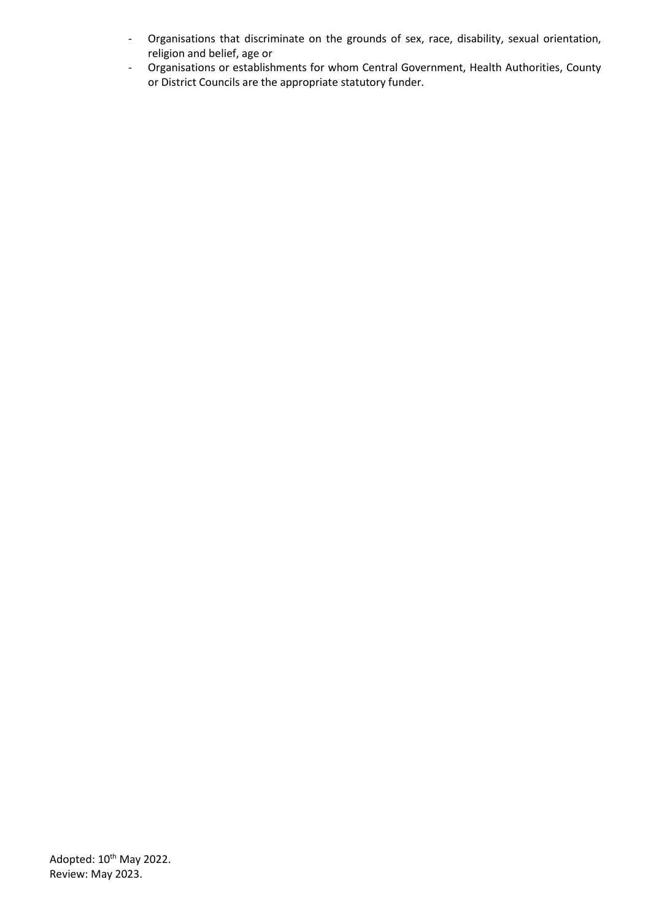- Organisations that discriminate on the grounds of sex, race, disability, sexual orientation, religion and belief, age or
- Organisations or establishments for whom Central Government, Health Authorities, County or District Councils are the appropriate statutory funder.

Adopted: 10th May 2022.
Review: May 2023.